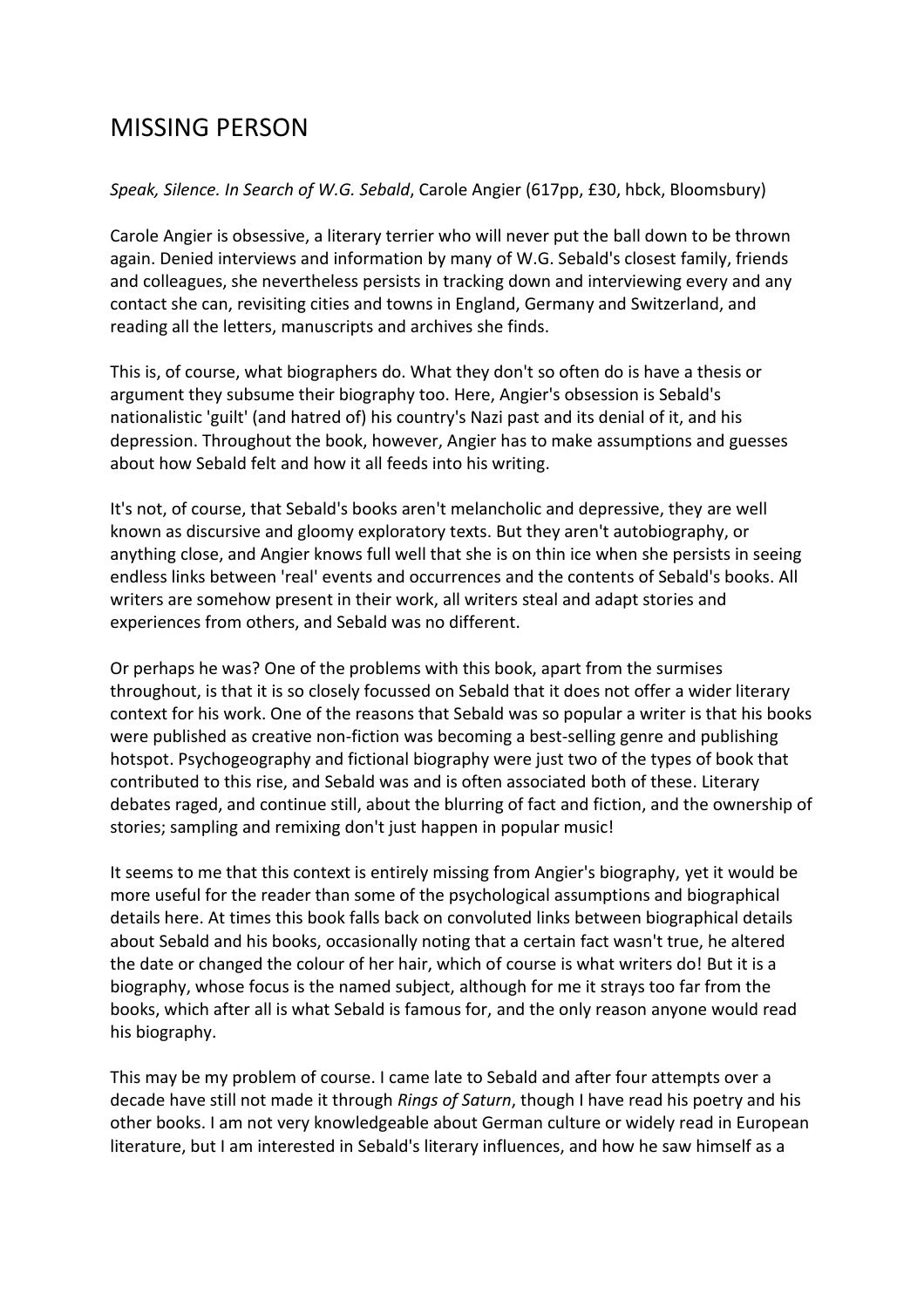# MISSING PERSON

*Speak, Silence. In Search of W.G. Sebald*, Carole Angier (617pp, £30, hbck, Bloomsbury)

Carole Angier is obsessive, a literary terrier who will never put the ball down to be thrown again. Denied interviews and information by many of W.G. Sebald's closest family, friends and colleagues, she nevertheless persists in tracking down and interviewing every and any contact she can, revisiting cities and towns in England, Germany and Switzerland, and reading all the letters, manuscripts and archives she finds.

This is, of course, what biographers do. What they don't so often do is have a thesis or argument they subsume their biography too. Here, Angier's obsession is Sebald's nationalistic 'guilt' (and hatred of) his country's Nazi past and its denial of it, and his depression. Throughout the book, however, Angier has to make assumptions and guesses about how Sebald felt and how it all feeds into his writing.

It's not, of course, that Sebald's books aren't melancholic and depressive, they are well known as discursive and gloomy exploratory texts. But they aren't autobiography, or anything close, and Angier knows full well that she is on thin ice when she persists in seeing endless links between 'real' events and occurrences and the contents of Sebald's books. All writers are somehow present in their work, all writers steal and adapt stories and experiences from others, and Sebald was no different.

Or perhaps he was? One of the problems with this book, apart from the surmises throughout, is that it is so closely focussed on Sebald that it does not offer a wider literary context for his work. One of the reasons that Sebald was so popular a writer is that his books were published as creative non-fiction was becoming a best-selling genre and publishing hotspot. Psychogeography and fictional biography were just two of the types of book that contributed to this rise, and Sebald was and is often associated both of these. Literary debates raged, and continue still, about the blurring of fact and fiction, and the ownership of stories; sampling and remixing don't just happen in popular music!

It seems to me that this context is entirely missing from Angier's biography, yet it would be more useful for the reader than some of the psychological assumptions and biographical details here. At times this book falls back on convoluted links between biographical details about Sebald and his books, occasionally noting that a certain fact wasn't true, he altered the date or changed the colour of her hair, which of course is what writers do! But it is a biography, whose focus is the named subject, although for me it strays too far from the books, which after all is what Sebald is famous for, and the only reason anyone would read his biography.

This may be my problem of course. I came late to Sebald and after four attempts over a decade have still not made it through *Rings of Saturn*, though I have read his poetry and his other books. I am not very knowledgeable about German culture or widely read in European literature, but I am interested in Sebald's literary influences, and how he saw himself as a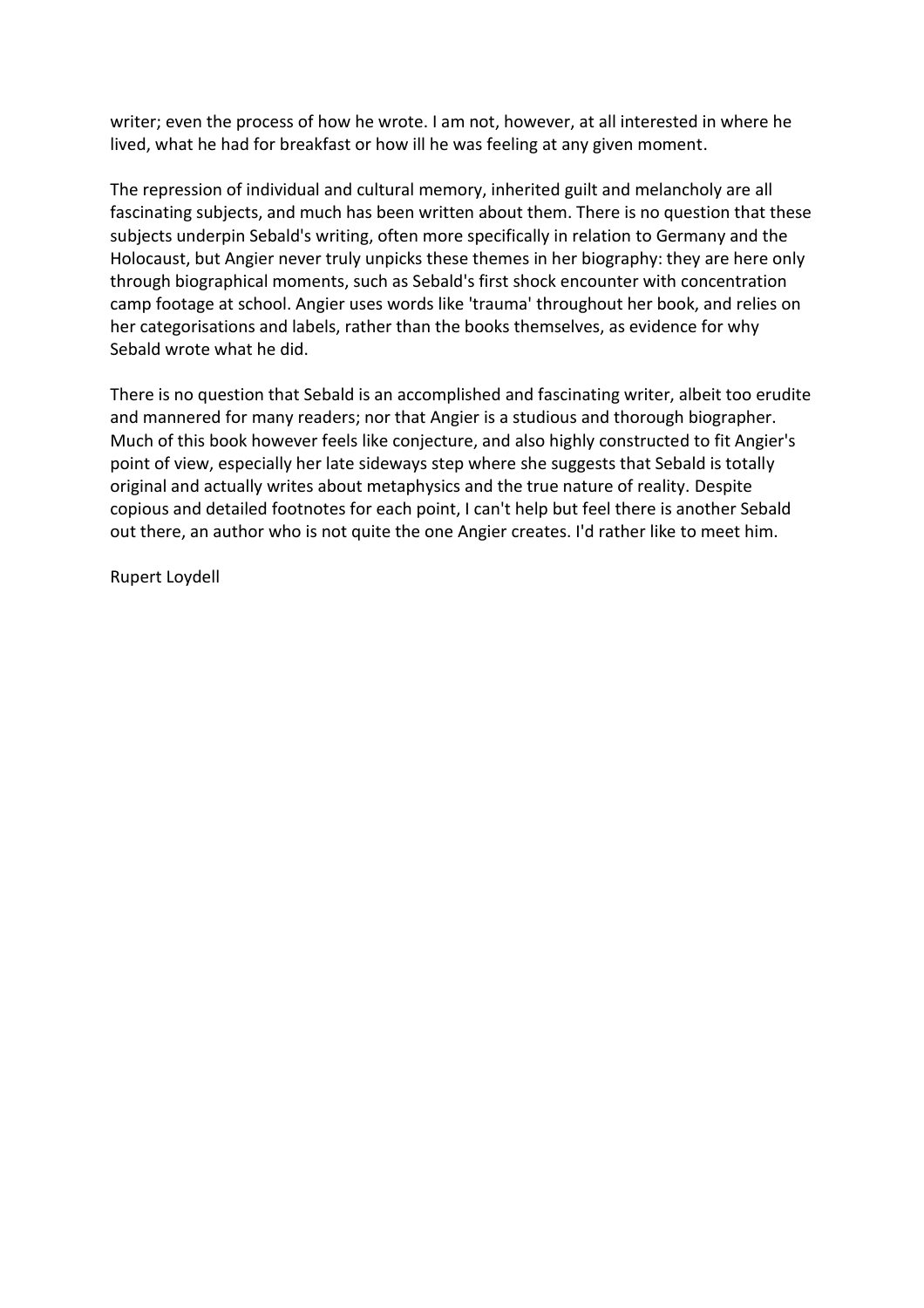writer; even the process of how he wrote. I am not, however, at all interested in where he lived, what he had for breakfast or how ill he was feeling at any given moment.

The repression of individual and cultural memory, inherited guilt and melancholy are all fascinating subjects, and much has been written about them. There is no question that these subjects underpin Sebald's writing, often more specifically in relation to Germany and the Holocaust, but Angier never truly unpicks these themes in her biography: they are here only through biographical moments, such as Sebald's first shock encounter with concentration camp footage at school. Angier uses words like 'trauma' throughout her book, and relies on her categorisations and labels, rather than the books themselves, as evidence for why Sebald wrote what he did.

There is no question that Sebald is an accomplished and fascinating writer, albeit too erudite and mannered for many readers; nor that Angier is a studious and thorough biographer. Much of this book however feels like conjecture, and also highly constructed to fit Angier's point of view, especially her late sideways step where she suggests that Sebald is totally original and actually writes about metaphysics and the true nature of reality. Despite copious and detailed footnotes for each point, I can't help but feel there is another Sebald out there, an author who is not quite the one Angier creates. I'd rather like to meet him.

Rupert Loydell